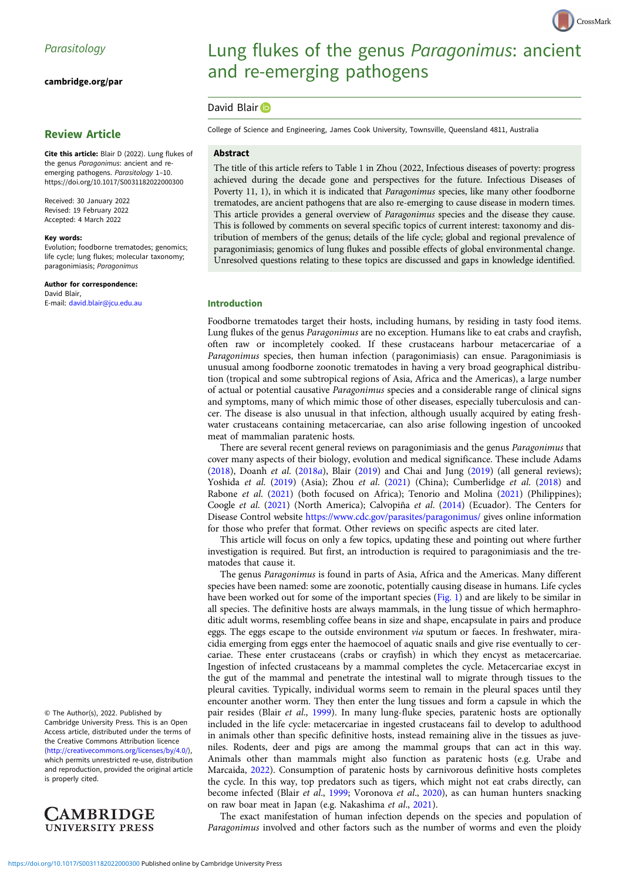Parasitology

cambridge.org/par

## Review Article

**Cite this article:** Blair D (2022). Lung flukes of the genus *Paragonimus*: ancient and re-emerging pathogens. *Parasitology* 1–10. https://doi.org/10.1017/S0031182022000300

Received: 30 January 2022
Revised: 19 February 2022
Accepted: 4 March 2022

**Key words:**
Evolution; foodborne trematodes; genomics; life cycle; lung flukes; molecular taxonomy; paragonimiasis; *Paragonimus*

**Author for correspondence:**
David Blair,
E-mail: david.blair@jcu.edu.au

© The Author(s), 2022. Published by Cambridge University Press. This is an Open Access article, distributed under the terms of the Creative Commons Attribution licence (http://creativecommons.org/licenses/by/4.0/), which permits unrestricted re-use, distribution and reproduction, provided the original article is properly cited.

# Lung flukes of the genus *Paragonimus*: ancient and re-emerging pathogens

David Blair

College of Science and Engineering, James Cook University, Townsville, Queensland 4811, Australia

## Abstract

The title of this article refers to Table 1 in Zhou (2022, Infectious diseases of poverty: progress achieved during the decade gone and perspectives for the future. Infectious Diseases of Poverty 11, 1), in which it is indicated that *Paragonimus* species, like many other foodborne trematodes, are ancient pathogens that are also re-emerging to cause disease in modern times. This article provides a general overview of *Paragonimus* species and the disease they cause. This is followed by comments on several specific topics of current interest: taxonomy and distribution of members of the genus; details of the life cycle; global and regional prevalence of paragonimiasis; genomics of lung flukes and possible effects of global environmental change. Unresolved questions relating to these topics are discussed and gaps in knowledge identified.

## Introduction

Foodborne trematodes target their hosts, including humans, by residing in tasty food items. Lung flukes of the genus *Paragonimus* are no exception. Humans like to eat crabs and crayfish, often raw or incompletely cooked. If these crustaceans harbour metacercariae of a *Paragonimus* species, then human infection (paragonimiasis) can ensue. Paragonimiasis is unusual among foodborne zoonotic trematodes in having a very broad geographical distribution (tropical and some subtropical regions of Asia, Africa and the Americas), a large number of actual or potential causative *Paragonimus* species and a considerable range of clinical signs and symptoms, many of which mimic those of other diseases, especially tuberculosis and cancer. The disease is also unusual in that infection, although usually acquired by eating freshwater crustaceans containing metacercariae, can also arise following ingestion of uncooked meat of mammalian paratenic hosts.

There are several recent general reviews on paragonimiasis and the genus *Paragonimus* that cover many aspects of their biology, evolution and medical significance. These include Adams (2018), Doanh *et al.* (2018*a*), Blair (2019) and Chai and Jung (2019) (all general reviews); Yoshida *et al.* (2019) (Asia); Zhou *et al.* (2021) (China); Cumberlidge *et al.* (2018) and Rabone *et al.* (2021) (both focused on Africa); Tenorio and Molina (2021) (Philippines); Coogle *et al.* (2021) (North America); Calvopiña *et al.* (2014) (Ecuador). The Centers for Disease Control website https://www.cdc.gov/parasites/paragonimus/ gives online information for those who prefer that format. Other reviews on specific aspects are cited later.

This article will focus on only a few topics, updating these and pointing out where further investigation is required. But first, an introduction is required to paragonimiasis and the trematodes that cause it.

The genus *Paragonimus* is found in parts of Asia, Africa and the Americas. Many different species have been named: some are zoonotic, potentially causing disease in humans. Life cycles have been worked out for some of the important species (Fig. 1) and are likely to be similar in all species. The definitive hosts are always mammals, in the lung tissue of which hermaphroditic adult worms, resembling coffee beans in size and shape, encapsulate in pairs and produce eggs. The eggs escape to the outside environment *via* sputum or faeces. In freshwater, miracidia emerging from eggs enter the haemocoel of aquatic snails and give rise eventually to cercariae. These enter crustaceans (crabs or crayfish) in which they encyst as metacercariae. Ingestion of infected crustaceans by a mammal completes the cycle. Metacercariae excyst in the gut of the mammal and penetrate the intestinal wall to migrate through tissues to the pleural cavities. Typically, individual worms seem to remain in the pleural spaces until they encounter another worm. They then enter the lung tissues and form a capsule in which the pair resides (Blair *et al.*, 1999). In many lung-fluke species, paratenic hosts are optionally included in the life cycle: metacercariae in ingested crustaceans fail to develop to adulthood in animals other than specific definitive hosts, instead remaining alive in the tissues as juveniles. Rodents, deer and pigs are among the mammal groups that can act in this way. Animals other than mammals might also function as paratenic hosts (e.g. Urabe and Marcaida, 2022). Consumption of paratenic hosts by carnivorous definitive hosts completes the cycle. In this way, top predators such as tigers, which might not eat crabs directly, can become infected (Blair *et al.*, 1999; Voronova *et al.*, 2020), as can human hunters snacking on raw boar meat in Japan (e.g. Nakashima *et al.*, 2021).

The exact manifestation of human infection depends on the species and population of *Paragonimus* involved and other factors such as the number of worms and even the ploidy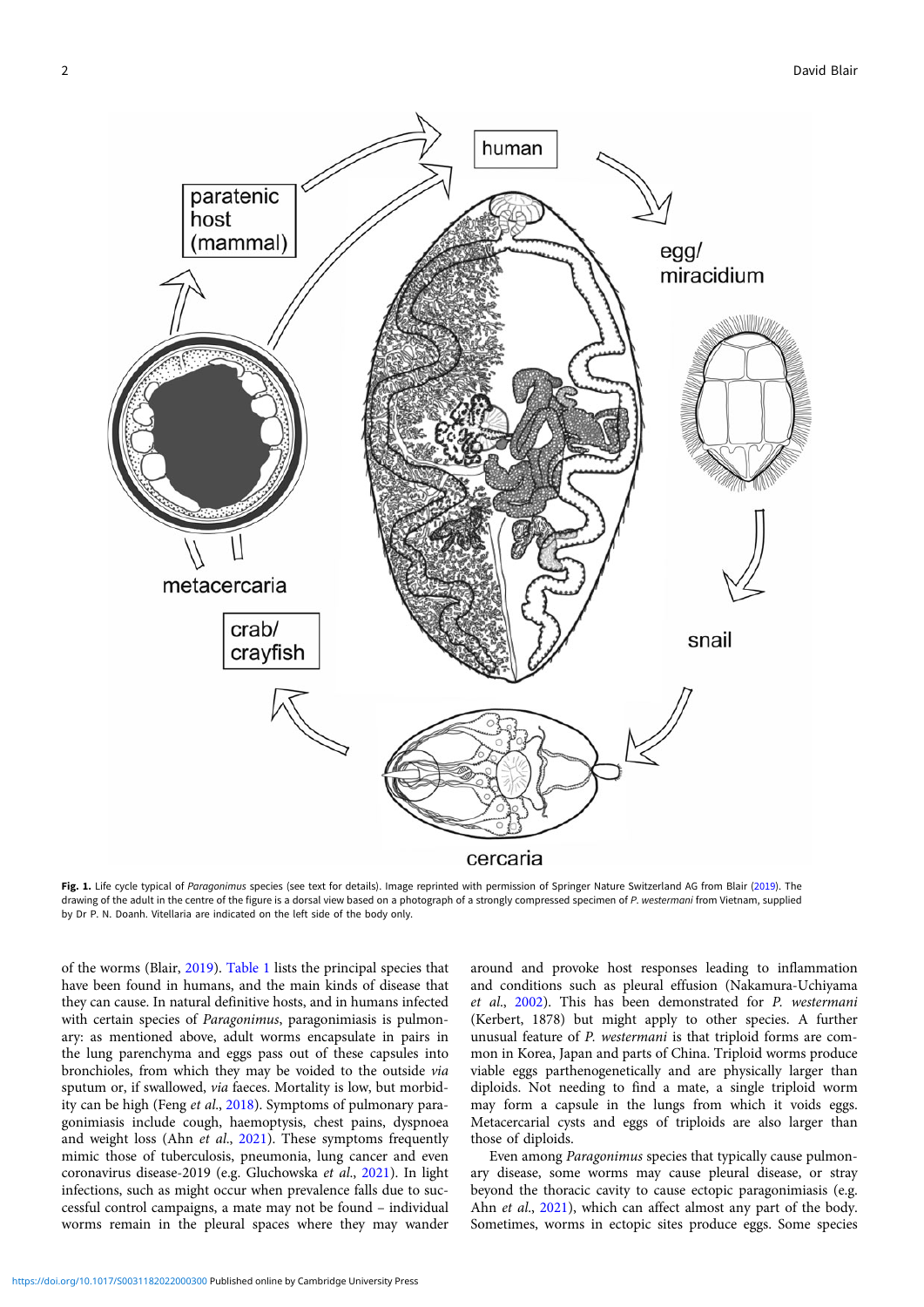Fig. 1. Life cycle typical of *Paragonimus* species (see text for details). Image reprinted with permission of Springer Nature Switzerland AG from Blair (2019). The drawing of the adult in the centre of the figure is a dorsal view based on a photograph of a strongly compressed specimen of *P. westermani* from Vietnam, supplied by Dr P. N. Doanh. Vitellaria are indicated on the left side of the body only.

of the worms (Blair, 2019). Table 1 lists the principal species that have been found in humans, and the main kinds of disease that they can cause. In natural definitive hosts, and in humans infected with certain species of *Paragonimus*, paragonimiasis is pulmonary: as mentioned above, adult worms encapsulate in pairs in the lung parenchyma and eggs pass out of these capsules into bronchioles, from which they may be voided to the outside *via* sputum or, if swallowed, *via* faeces. Mortality is low, but morbidity can be high (Feng *et al.*, 2018). Symptoms of pulmonary paragonimiasis include cough, haemoptysis, chest pains, dyspnoea and weight loss (Ahn *et al.*, 2021). These symptoms frequently mimic those of tuberculosis, pneumonia, lung cancer and even coronavirus disease-2019 (e.g. Gluchowska *et al.*, 2021). In light infections, such as might occur when prevalence falls due to successful control campaigns, a mate may not be found – individual worms remain in the pleural spaces where they may wander around and provoke host responses leading to inflammation and conditions such as pleural effusion (Nakamura-Uchiyama *et al.*, 2002). This has been demonstrated for *P. westermani* (Kerbert, 1878) but might apply to other species. A further unusual feature of *P. westermani* is that triploid forms are common in Korea, Japan and parts of China. Triploid worms produce viable eggs parthenogenetically and are physically larger than diploids. Not needing to find a mate, a single triploid worm may form a capsule in the lungs from which it voids eggs. Metacercarial cysts and eggs of triploids are also larger than those of diploids.

Even among *Paragonimus* species that typically cause pulmonary disease, some worms may cause pleural disease, or stray beyond the thoracic cavity to cause ectopic paragonimiasis (e.g. Ahn *et al.*, 2021), which can affect almost any part of the body. Sometimes, worms in ectopic sites produce eggs. Some species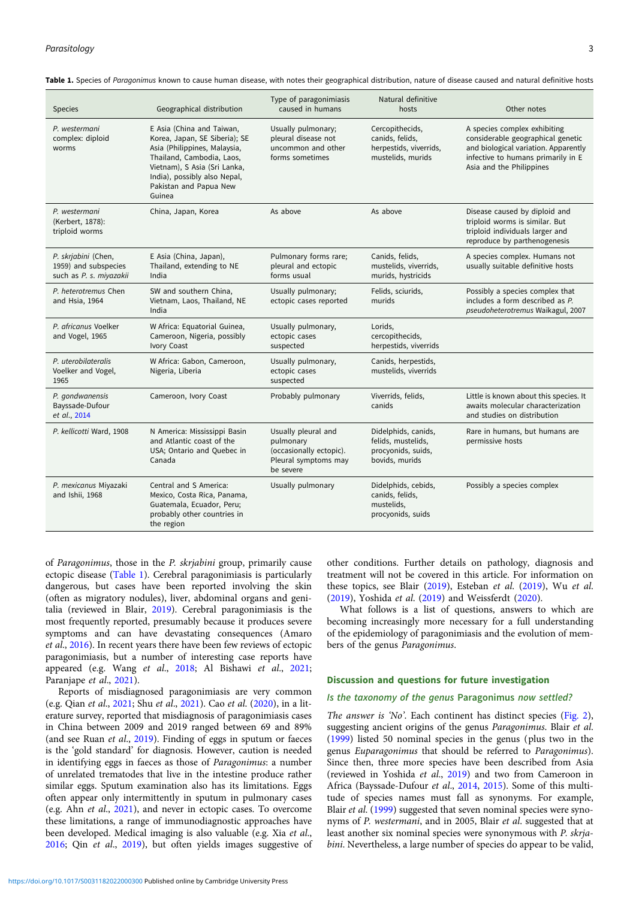**Table 1.** Species of *Paragonimus* known to cause human disease, with notes their geographical distribution, nature of disease caused and natural definitive hosts

| Species | Geographical distribution | Type of paragonimiasis caused in humans | Natural definitive hosts | Other notes |
|---|---|---|---|---|
| *P. westermani* complex: diploid worms | E Asia (China and Taiwan, Korea, Japan, SE Siberia); SE Asia (Philippines, Malaysia, Thailand, Cambodia, Laos, Vietnam), S Asia (Sri Lanka, India), possibly also Nepal, Pakistan and Papua New Guinea | Usually pulmonary; pleural disease not uncommon and other forms sometimes | Cercopithecids, canids, felids, herpestids, viverrids, mustelids, murids | A species complex exhibiting considerable geographical genetic and biological variation. Apparently infective to humans primarily in E Asia and the Philippines |
| *P. westermani* (Kerbert, 1878): triploid worms | China, Japan, Korea | As above | As above | Disease caused by diploid and triploid worms is similar. But triploid individuals larger and reproduce by parthenogenesis |
| *P. skrjabini* (Chen, 1959) and subspecies such as *P. s. miyazakii* | E Asia (China, Japan), Thailand, extending to NE India | Pulmonary forms rare; pleural and ectopic forms usual | Canids, felids, mustelids, viverrids, murids, hystricids | A species complex. Humans not usually suitable definitive hosts |
| *P. heterotremus* Chen and Hsia, 1964 | SW and southern China, Vietnam, Laos, Thailand, NE India | Usually pulmonary; ectopic cases reported | Felids, sciurids, murids | Possibly a species complex that includes a form described as *P. pseudoheterotremus* Waikagul, 2007 |
| *P. africanus* Voelker and Vogel, 1965 | W Africa: Equatorial Guinea, Cameroon, Nigeria, possibly Ivory Coast | Usually pulmonary, ectopic cases suspected | Lorids, cercopithecids, herpestids, viverrids | |
| *P. uterobilateralis* Voelker and Vogel, 1965 | W Africa: Gabon, Cameroon, Nigeria, Liberia | Usually pulmonary, ectopic cases suspected | Canids, herpestids, mustelids, viverrids | |
| *P. gondwanensis* Bayssade-Dufour *et al.*, 2014 | Cameroon, Ivory Coast | Probably pulmonary | Viverrids, felids, canids | Little is known about this species. It awaits molecular characterization and studies on distribution |
| *P. kellicotti* Ward, 1908 | N America: Mississippi Basin and Atlantic coast of the USA; Ontario and Quebec in Canada | Usually pleural and pulmonary (occasionally ectopic). Pleural symptoms may be severe | Didelphids, canids, felids, mustelids, procyonids, suids, bovids, murids | Rare in humans, but humans are permissive hosts |
| *P. mexicanus* Miyazaki and Ishii, 1968 | Central and S America: Mexico, Costa Rica, Panama, Guatemala, Ecuador, Peru; probably other countries in the region | Usually pulmonary | Didelphids, cebids, canids, felids, mustelids, procyonids, suids | Possibly a species complex |

of *Paragonimus*, those in the *P. skrjabini* group, primarily cause ectopic disease (Table 1). Cerebral paragonimiasis is particularly dangerous, but cases have been reported involving the skin (often as migratory nodules), liver, abdominal organs and genitalia (reviewed in Blair, 2019). Cerebral paragonimiasis is the most frequently reported, presumably because it produces severe symptoms and can have devastating consequences (Amaro *et al.*, 2016). In recent years there have been few reviews of ectopic paragonimiasis, but a number of interesting case reports have appeared (e.g. Wang *et al.*, 2018; Al Bishawi *et al.*, 2021; Paranjape *et al.*, 2021).

Reports of misdiagnosed paragonimiasis are very common (e.g. Qian *et al.*, 2021; Shu *et al.*, 2021). Cao *et al.* (2020), in a literature survey, reported that misdiagnosis of paragonimiasis cases in China between 2009 and 2019 ranged between 69 and 89% (and see Ruan *et al.*, 2019). Finding of eggs in sputum or faeces is the 'gold standard' for diagnosis. However, caution is needed in identifying eggs in faeces as those of *Paragonimus*: a number of unrelated trematodes that live in the intestine produce rather similar eggs. Sputum examination also has its limitations. Eggs often appear only intermittently in sputum in pulmonary cases (e.g. Ahn *et al.*, 2021), and never in ectopic cases. To overcome these limitations, a range of immunodiagnostic approaches have been developed. Medical imaging is also valuable (e.g. Xia *et al.*, 2016; Qin *et al.*, 2019), but often yields images suggestive of other conditions. Further details on pathology, diagnosis and treatment will not be covered in this article. For information on these topics, see Blair (2019), Esteban *et al.* (2019), Wu *et al.* (2019), Yoshida *et al.* (2019) and Weissferdt (2020).

What follows is a list of questions, answers to which are becoming increasingly more necessary for a full understanding of the epidemiology of paragonimiasis and the evolution of members of the genus *Paragonimus*.

## Discussion and questions for future investigation

### *Is the taxonomy of the genus* Paragonimus *now settled?*

*The answer is 'No'.* Each continent has distinct species (Fig. 2), suggesting ancient origins of the genus *Paragonimus*. Blair *et al.* (1999) listed 50 nominal species in the genus (plus two in the genus *Euparagonimus* that should be referred to *Paragonimus*). Since then, three more species have been described from Asia (reviewed in Yoshida *et al.*, 2019) and two from Cameroon in Africa (Bayssade-Dufour *et al.*, 2014, 2015). Some of this multitude of species names must fall as synonyms. For example, Blair *et al.* (1999) suggested that seven nominal species were synonyms of *P. westermani*, and in 2005, Blair *et al.* suggested that at least another six nominal species were synonymous with *P. skrjabini*. Nevertheless, a large number of species do appear to be valid,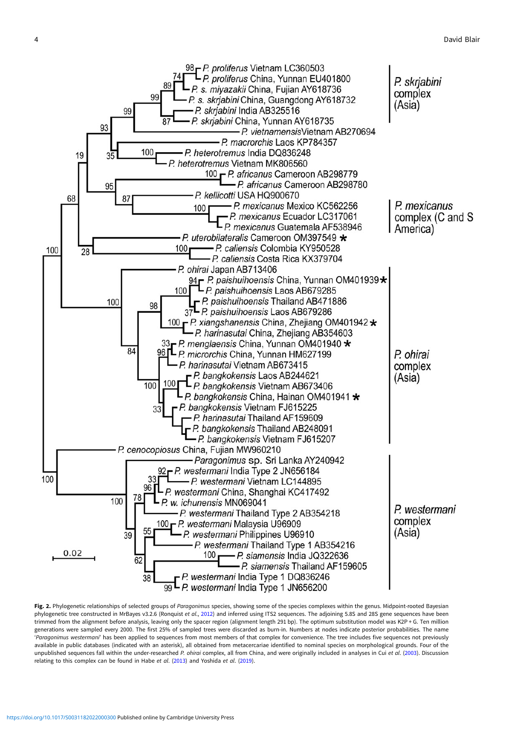**Fig. 2.** Phylogenetic relationships of selected groups of *Paragonimus* species, showing some of the species complexes within the genus. Midpoint-rooted Bayesian phylogenetic tree constructed in MrBayes v3.2.6 (Ronquist *et al.*, 2012) and inferred using ITS2 sequences. The adjoining 5.8S and 28S gene sequences have been trimmed from the alignment before analysis, leaving only the spacer region (alignment length 291 bp). The optimum substitution model was K2P + G. Ten million generations were sampled every 2000. The first 25% of sampled trees were discarded as burn-in. Numbers at nodes indicate posterior probabilities. The name '*Paragonimus westermani*' has been applied to sequences from most members of that complex for convenience. The tree includes five sequences not previously available in public databases (indicated with an asterisk), all obtained from metacercariae identified to nominal species on morphological grounds. Four of the unpublished sequences fall within the under-researched *P. ohirai* complex, all from China, and were originally included in analyses in Cui *et al.* (2003). Discussion relating to this complex can be found in Habe *et al.* (2013) and Yoshida *et al.* (2019).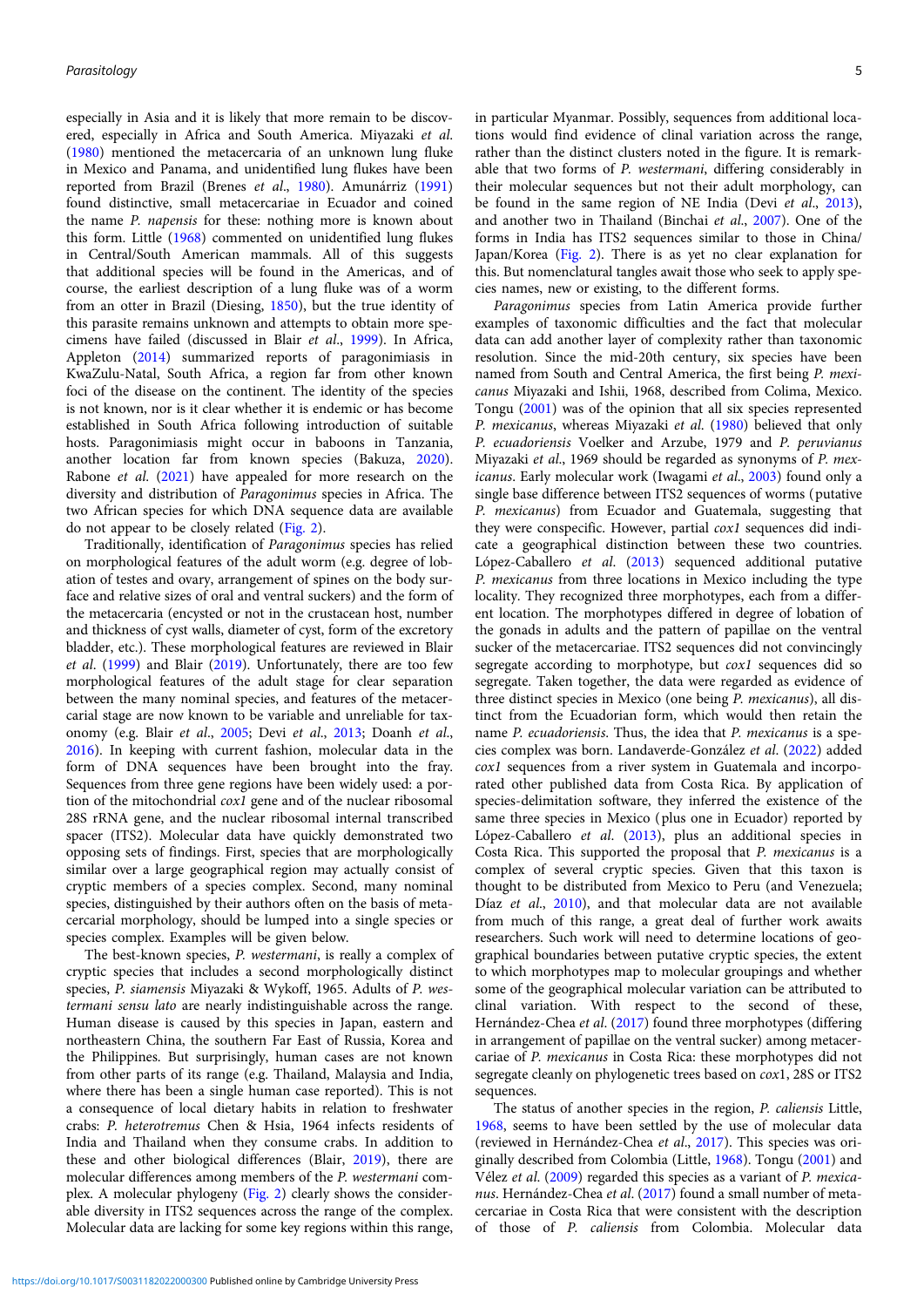especially in Asia and it is likely that more remain to be discovered, especially in Africa and South America. Miyazaki *et al.* (1980) mentioned the metacercaria of an unknown lung fluke in Mexico and Panama, and unidentified lung flukes have been reported from Brazil (Brenes *et al.*, 1980). Amunárriz (1991) found distinctive, small metacercariae in Ecuador and coined the name *P. napensis* for these: nothing more is known about this form. Little (1968) commented on unidentified lung flukes in Central/South American mammals. All of this suggests that additional species will be found in the Americas, and of course, the earliest description of a lung fluke was of a worm from an otter in Brazil (Diesing, 1850), but the true identity of this parasite remains unknown and attempts to obtain more specimens have failed (discussed in Blair *et al.*, 1999). In Africa, Appleton (2014) summarized reports of paragonimiasis in KwaZulu-Natal, South Africa, a region far from other known foci of the disease on the continent. The identity of the species is not known, nor is it clear whether it is endemic or has become established in South Africa following introduction of suitable hosts. Paragonimiasis might occur in baboons in Tanzania, another location far from known species (Bakuza, 2020). Rabone *et al.* (2021) have appealed for more research on the diversity and distribution of *Paragonimus* species in Africa. The two African species for which DNA sequence data are available do not appear to be closely related (Fig. 2).

Traditionally, identification of *Paragonimus* species has relied on morphological features of the adult worm (e.g. degree of lobation of testes and ovary, arrangement of spines on the body surface and relative sizes of oral and ventral suckers) and the form of the metacercaria (encysted or not in the crustacean host, number and thickness of cyst walls, diameter of cyst, form of the excretory bladder, etc.). These morphological features are reviewed in Blair *et al.* (1999) and Blair (2019). Unfortunately, there are too few morphological features of the adult stage for clear separation between the many nominal species, and features of the metacercarial stage are now known to be variable and unreliable for taxonomy (e.g. Blair *et al.*, 2005; Devi *et al.*, 2013; Doanh *et al.*, 2016). In keeping with current fashion, molecular data in the form of DNA sequences have been brought into the fray. Sequences from three gene regions have been widely used: a portion of the mitochondrial *cox1* gene and of the nuclear ribosomal 28S rRNA gene, and the nuclear ribosomal internal transcribed spacer (ITS2). Molecular data have quickly demonstrated two opposing sets of findings. First, species that are morphologically similar over a large geographical region may actually consist of cryptic members of a species complex. Second, many nominal species, distinguished by their authors often on the basis of metacercarial morphology, should be lumped into a single species or species complex. Examples will be given below.

The best-known species, *P. westermani*, is really a complex of cryptic species that includes a second morphologically distinct species, *P. siamensis* Miyazaki & Wykoff, 1965. Adults of *P. westermani sensu lato* are nearly indistinguishable across the range. Human disease is caused by this species in Japan, eastern and northeastern China, the southern Far East of Russia, Korea and the Philippines. But surprisingly, human cases are not known from other parts of its range (e.g. Thailand, Malaysia and India, where there has been a single human case reported). This is not a consequence of local dietary habits in relation to freshwater crabs: *P. heterotremus* Chen & Hsia, 1964 infects residents of India and Thailand when they consume crabs. In addition to these and other biological differences (Blair, 2019), there are molecular differences among members of the *P. westermani* complex. A molecular phylogeny (Fig. 2) clearly shows the considerable diversity in ITS2 sequences across the range of the complex. Molecular data are lacking for some key regions within this range, in particular Myanmar. Possibly, sequences from additional locations would find evidence of clinal variation across the range, rather than the distinct clusters noted in the figure. It is remarkable that two forms of *P. westermani*, differing considerably in their molecular sequences but not their adult morphology, can be found in the same region of NE India (Devi *et al.*, 2013), and another two in Thailand (Binchai *et al.*, 2007). One of the forms in India has ITS2 sequences similar to those in China/Japan/Korea (Fig. 2). There is as yet no clear explanation for this. But nomenclatural tangles await those who seek to apply species names, new or existing, to the different forms.

*Paragonimus* species from Latin America provide further examples of taxonomic difficulties and the fact that molecular data can add another layer of complexity rather than taxonomic resolution. Since the mid-20th century, six species have been named from South and Central America, the first being *P. mexicanus* Miyazaki and Ishii, 1968, described from Colima, Mexico. Tongu (2001) was of the opinion that all six species represented *P. mexicanus*, whereas Miyazaki *et al.* (1980) believed that only *P. ecuadoriensis* Voelker and Arzube, 1979 and *P. peruvianus* Miyazaki *et al.*, 1969 should be regarded as synonyms of *P. mexicanus*. Early molecular work (Iwagami *et al.*, 2003) found only a single base difference between ITS2 sequences of worms (putative *P. mexicanus*) from Ecuador and Guatemala, suggesting that they were conspecific. However, partial *cox1* sequences did indicate a geographical distinction between these two countries. López-Caballero *et al.* (2013) sequenced additional putative *P. mexicanus* from three locations in Mexico including the type locality. They recognized three morphotypes, each from a different location. The morphotypes differed in degree of lobation of the gonads in adults and the pattern of papillae on the ventral sucker of the metacercariae. ITS2 sequences did not convincingly segregate according to morphotype, but *cox1* sequences did so segregate. Taken together, the data were regarded as evidence of three distinct species in Mexico (one being *P. mexicanus*), all distinct from the Ecuadorian form, which would then retain the name *P. ecuadoriensis*. Thus, the idea that *P. mexicanus* is a species complex was born. Landaverde-González *et al.* (2022) added *cox1* sequences from a river system in Guatemala and incorporated other published data from Costa Rica. By application of species-delimitation software, they inferred the existence of the same three species in Mexico (plus one in Ecuador) reported by López-Caballero *et al.* (2013), plus an additional species in Costa Rica. This supported the proposal that *P. mexicanus* is a complex of several cryptic species. Given that this taxon is thought to be distributed from Mexico to Peru (and Venezuela; Díaz *et al.*, 2010), and that molecular data are not available from much of this range, a great deal of further work awaits researchers. Such work will need to determine locations of geographical boundaries between putative cryptic species, the extent to which morphotypes map to molecular groupings and whether some of the geographical molecular variation can be attributed to clinal variation. With respect to the second of these, Hernández-Chea *et al.* (2017) found three morphotypes (differing in arrangement of papillae on the ventral sucker) among metacercariae of *P. mexicanus* in Costa Rica: these morphotypes did not segregate cleanly on phylogenetic trees based on *cox*1, 28S or ITS2 sequences.

The status of another species in the region, *P. caliensis* Little, 1968, seems to have been settled by the use of molecular data (reviewed in Hernández-Chea *et al.*, 2017). This species was originally described from Colombia (Little, 1968). Tongu (2001) and Vélez *et al.* (2009) regarded this species as a variant of *P. mexicanus*. Hernández-Chea *et al.* (2017) found a small number of metacercariae in Costa Rica that were consistent with the description of those of *P. caliensis* from Colombia. Molecular data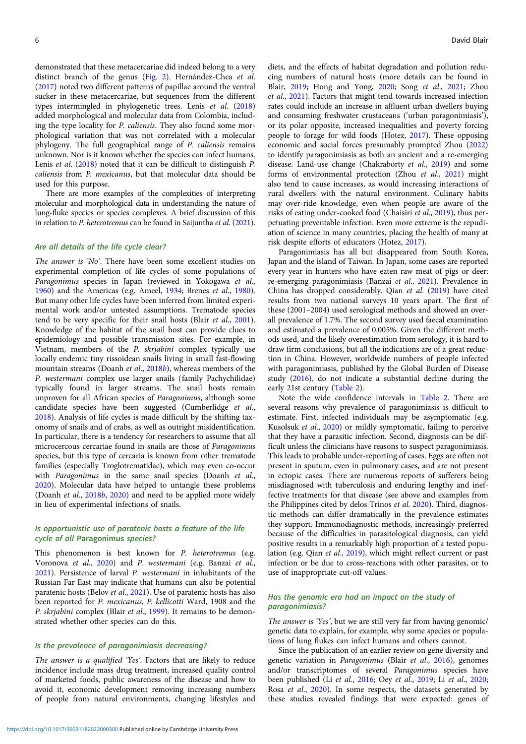demonstrated that these metacercariae did indeed belong to a very distinct branch of the genus (Fig. 2). Hernández-Chea *et al.* (2017) noted two different patterns of papillae around the ventral sucker in these metacercariae, but sequences from the different types intermingled in phylogenetic trees. Lenis *et al.* (2018) added morphological and molecular data from Colombia, including the type locality for *P. caliensis*. They also found some morphological variation that was not correlated with a molecular phylogeny. The full geographical range of *P. caliensis* remains unknown. Nor is it known whether the species can infect humans. Lenis *et al.* (2018) noted that it can be difficult to distinguish *P. caliensis* from *P. mexicanus*, but that molecular data should be used for this purpose.

There are more examples of the complexities of interpreting molecular and morphological data in understanding the nature of lung-fluke species or species complexes. A brief discussion of this in relation to *P. heterotremus* can be found in Saijuntha *et al.* (2021).

### *Are all details of the life cycle clear?*

*The answer is 'No'*. There have been some excellent studies on experimental completion of life cycles of some populations of *Paragonimus* species in Japan (reviewed in Yokogawa *et al.*, 1960) and the Americas (e.g. Ameel, 1934; Brenes *et al.*, 1980). But many other life cycles have been inferred from limited experimental work and/or untested assumptions. Trematode species tend to be very specific for their snail hosts (Blair *et al.*, 2001). Knowledge of the habitat of the snail host can provide clues to epidemiology and possible transmission sites. For example, in Vietnam, members of the *P. skrjabini* complex typically use locally endemic tiny rissoidean snails living in small fast-flowing mountain streams (Doanh *et al.*, 2018*b*), whereas members of the *P. westermani* complex use larger snails (family Pachychilidae) typically found in larger streams. The snail hosts remain unproven for all African species of *Paragonimus*, although some candidate species have been suggested (Cumberlidge *et al.*, 2018). Analysis of life cycles is made difficult by the shifting taxonomy of snails and of crabs, as well as outright misidentification. In particular, there is a tendency for researchers to assume that all microcercous cercariae found in snails are those of *Paragonimus* species, but this type of cercaria is known from other trematode families (especially Troglotrematidae), which may even co-occur with *Paragonimus* in the same snail species (Doanh *et al.*, 2020). Molecular data have helped to untangle these problems (Doanh *et al.*, 2018*b*, 2020) and need to be applied more widely in lieu of experimental infections of snails.

### *Is opportunistic use of paratenic hosts a feature of the life cycle of all* Paragonimus *species?*

This phenomenon is best known for *P. heterotremus* (e.g. Voronova *et al.*, 2020) and *P. westermani* (e.g. Banzai *et al.*, 2021). Persistence of larval *P. westermani* in inhabitants of the Russian Far East may indicate that humans can also be potential paratenic hosts (Belov *et al.*, 2021). Use of paratenic hosts has also been reported for *P. mexicanus*, *P. kellicotti* Ward, 1908 and the *P. skrjabini* complex (Blair *et al.*, 1999). It remains to be demonstrated whether other species can do this.

### *Is the prevalence of paragonimiasis decreasing?*

*The answer is a qualified 'Yes'*. Factors that are likely to reduce incidence include mass drug treatment, increased quality control of marketed foods, public awareness of the disease and how to avoid it, economic development removing increasing numbers of people from natural environments, changing lifestyles and diets, and the effects of habitat degradation and pollution reducing numbers of natural hosts (more details can be found in Blair, 2019; Hong and Yong, 2020; Song *et al.*, 2021; Zhou *et al.*, 2021). Factors that might tend towards increased infection rates could include an increase in affluent urban dwellers buying and consuming freshwater crustaceans ('urban paragonimiasis'), or its polar opposite, increased inequalities and poverty forcing people to forage for wild foods (Hotez, 2017). These opposing economic and social forces presumably prompted Zhou (2022) to identify paragonimiasis as both an ancient and a re-emerging disease. Land-use change (Chakraborty *et al.*, 2019) and some forms of environmental protection (Zhou *et al.*, 2021) might also tend to cause increases, as would increasing interactions of rural dwellers with the natural environment. Culinary habits may over-ride knowledge, even when people are aware of the risks of eating under-cooked food (Chaisiri *et al.*, 2019), thus perpetuating preventable infection. Even more extreme is the repudiation of science in many countries, placing the health of many at risk despite efforts of educators (Hotez, 2017).

Paragonimiasis has all but disappeared from South Korea, Japan and the island of Taiwan. In Japan, some cases are reported every year in hunters who have eaten raw meat of pigs or deer: re-emerging paragonimiasis (Banzai *et al.*, 2021). Prevalence in China has dropped considerably. Qian *et al.* (2019) have cited results from two national surveys 10 years apart. The first of these (2001–2004) used serological methods and showed an overall prevalence of 1.7%. The second survey used faecal examination and estimated a prevalence of 0.005%. Given the different methods used, and the likely overestimation from serology, it is hard to draw firm conclusions, but all the indications are of a great reduction in China. However, worldwide numbers of people infected with paragonimiasis, published by the Global Burden of Disease study (2016), do not indicate a substantial decline during the early 21st century (Table 2).

Note the wide confidence intervals in Table 2. There are several reasons why prevalence of paragonimiasis is difficult to estimate. First, infected individuals may be asymptomatic (e.g. Kusolsuk *et al.*, 2020) or mildly symptomatic, failing to perceive that they have a parasitic infection. Second, diagnosis can be difficult unless the clinicians have reasons to suspect paragonimiasis. This leads to probable under-reporting of cases. Eggs are often not present in sputum, even in pulmonary cases, and are not present in ectopic cases. There are numerous reports of sufferers being misdiagnosed with tuberculosis and enduring lengthy and ineffective treatments for that disease (see above and examples from the Philippines cited by delos Trinos *et al.* 2020). Third, diagnostic methods can differ dramatically in the prevalence estimates they support. Immunodiagnostic methods, increasingly preferred because of the difficulties in parasitological diagnosis, can yield positive results in a remarkably high proportion of a tested population (e.g. Qian *et al.*, 2019), which might reflect current or past infection or be due to cross-reactions with other parasites, or to use of inappropriate cut-off values.

### *Has the genomic era had an impact on the study of paragonimiasis?*

*The answer is 'Yes'*, but we are still very far from having genomic/genetic data to explain, for example, why some species or populations of lung flukes can infect humans and others cannot.

Since the publication of an earlier review on gene diversity and genetic variation in *Paragonimus* (Blair *et al.*, 2016), genomes and/or transcriptomes of several *Paragonimus* species have been published (Li *et al.*, 2016; Oey *et al.*, 2019; Li *et al.*, 2020; Rosa *et al.*, 2020). In some respects, the datasets generated by these studies revealed findings that were expected: genes of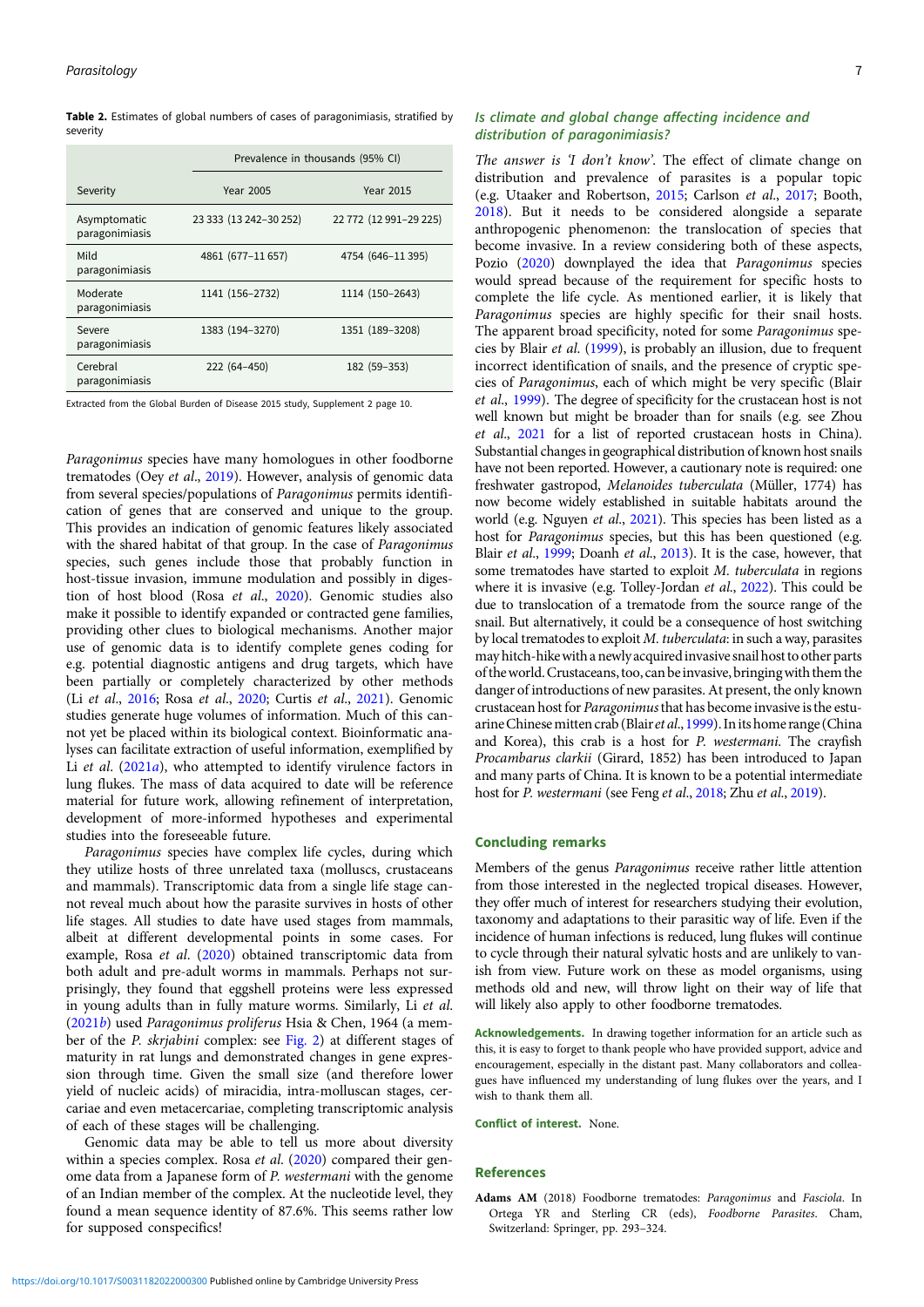**Table 2.** Estimates of global numbers of cases of paragonimiasis, stratified by severity

| | Prevalence in thousands (95% CI) | |
|---|---|---|
| Severity | Year 2005 | Year 2015 |
| Asymptomatic paragonimiasis | 23 333 (13 242–30 252) | 22 772 (12 991–29 225) |
| Mild paragonimiasis | 4861 (677–11 657) | 4754 (646–11 395) |
| Moderate paragonimiasis | 1141 (156–2732) | 1114 (150–2643) |
| Severe paragonimiasis | 1383 (194–3270) | 1351 (189–3208) |
| Cerebral paragonimiasis | 222 (64–450) | 182 (59–353) |

Extracted from the Global Burden of Disease 2015 study, Supplement 2 page 10.

*Paragonimus* species have many homologues in other foodborne trematodes (Oey *et al.*, 2019). However, analysis of genomic data from several species/populations of *Paragonimus* permits identification of genes that are conserved and unique to the group. This provides an indication of genomic features likely associated with the shared habitat of that group. In the case of *Paragonimus* species, such genes include those that probably function in host-tissue invasion, immune modulation and possibly in digestion of host blood (Rosa *et al.*, 2020). Genomic studies also make it possible to identify expanded or contracted gene families, providing other clues to biological mechanisms. Another major use of genomic data is to identify complete genes coding for e.g. potential diagnostic antigens and drug targets, which have been partially or completely characterized by other methods (Li *et al.*, 2016; Rosa *et al.*, 2020; Curtis *et al.*, 2021). Genomic studies generate huge volumes of information. Much of this cannot yet be placed within its biological context. Bioinformatic analyses can facilitate extraction of useful information, exemplified by Li *et al.* (2021*a*), who attempted to identify virulence factors in lung flukes. The mass of data acquired to date will be reference material for future work, allowing refinement of interpretation, development of more-informed hypotheses and experimental studies into the foreseeable future.

*Paragonimus* species have complex life cycles, during which they utilize hosts of three unrelated taxa (molluscs, crustaceans and mammals). Transcriptomic data from a single life stage cannot reveal much about how the parasite survives in hosts of other life stages. All studies to date have used stages from mammals, albeit at different developmental points in some cases. For example, Rosa *et al.* (2020) obtained transcriptomic data from both adult and pre-adult worms in mammals. Perhaps not surprisingly, they found that eggshell proteins were less expressed in young adults than in fully mature worms. Similarly, Li *et al.* (2021*b*) used *Paragonimus proliferus* Hsia & Chen, 1964 (a member of the *P. skrjabini* complex: see Fig. 2) at different stages of maturity in rat lungs and demonstrated changes in gene expression through time. Given the small size (and therefore lower yield of nucleic acids) of miracidia, intra-molluscan stages, cercariae and even metacercariae, completing transcriptomic analysis of each of these stages will be challenging.

Genomic data may be able to tell us more about diversity within a species complex. Rosa *et al.* (2020) compared their genome data from a Japanese form of *P. westermani* with the genome of an Indian member of the complex. At the nucleotide level, they found a mean sequence identity of 87.6%. This seems rather low for supposed conspecifics!

## *Is climate and global change affecting incidence and distribution of paragonimiasis?*

*The answer is 'I don't know'*. The effect of climate change on distribution and prevalence of parasites is a popular topic (e.g. Utaaker and Robertson, 2015; Carlson *et al.*, 2017; Booth, 2018). But it needs to be considered alongside a separate anthropogenic phenomenon: the translocation of species that become invasive. In a review considering both of these aspects, Pozio (2020) downplayed the idea that *Paragonimus* species would spread because of the requirement for specific hosts to complete the life cycle. As mentioned earlier, it is likely that *Paragonimus* species are highly specific for their snail hosts. The apparent broad specificity, noted for some *Paragonimus* species by Blair *et al.* (1999), is probably an illusion, due to frequent incorrect identification of snails, and the presence of cryptic species of *Paragonimus*, each of which might be very specific (Blair *et al.*, 1999). The degree of specificity for the crustacean host is not well known but might be broader than for snails (e.g. see Zhou *et al.*, 2021 for a list of reported crustacean hosts in China). Substantial changes in geographical distribution of known host snails have not been reported. However, a cautionary note is required: one freshwater gastropod, *Melanoides tuberculata* (Müller, 1774) has now become widely established in suitable habitats around the world (e.g. Nguyen *et al.*, 2021). This species has been listed as a host for *Paragonimus* species, but this has been questioned (e.g. Blair *et al.*, 1999; Doanh *et al.*, 2013). It is the case, however, that some trematodes have started to exploit *M. tuberculata* in regions where it is invasive (e.g. Tolley-Jordan *et al.*, 2022). This could be due to translocation of a trematode from the source range of the snail. But alternatively, it could be a consequence of host switching by local trematodes to exploit *M. tuberculata*: in such a way, parasites may hitch-hike with a newly acquired invasive snail host to other parts of the world. Crustaceans, too, can be invasive, bringing with them the danger of introductions of new parasites. At present, the only known crustacean host for *Paragonimus* that has become invasive is the estuarine Chinese mitten crab (Blair *et al.*, 1999). In its home range (China and Korea), this crab is a host for *P. westermani*. The crayfish *Procambarus clarkii* (Girard, 1852) has been introduced to Japan and many parts of China. It is known to be a potential intermediate host for *P. westermani* (see Feng *et al.*, 2018; Zhu *et al.*, 2019).

## Concluding remarks

Members of the genus *Paragonimus* receive rather little attention from those interested in the neglected tropical diseases. However, they offer much of interest for researchers studying their evolution, taxonomy and adaptations to their parasitic way of life. Even if the incidence of human infections is reduced, lung flukes will continue to cycle through their natural sylvatic hosts and are unlikely to vanish from view. Future work on these as model organisms, using methods old and new, will throw light on their way of life that will likely also apply to other foodborne trematodes.

**Acknowledgements.** In drawing together information for an article such as this, it is easy to forget to thank people who have provided support, advice and encouragement, especially in the distant past. Many collaborators and colleagues have influenced my understanding of lung flukes over the years, and I wish to thank them all.

**Conflict of interest.** None.

## References

**Adams AM** (2018) Foodborne trematodes: *Paragonimus* and *Fasciola*. In Ortega YR and Sterling CR (eds), *Foodborne Parasites*. Cham, Switzerland: Springer, pp. 293–324.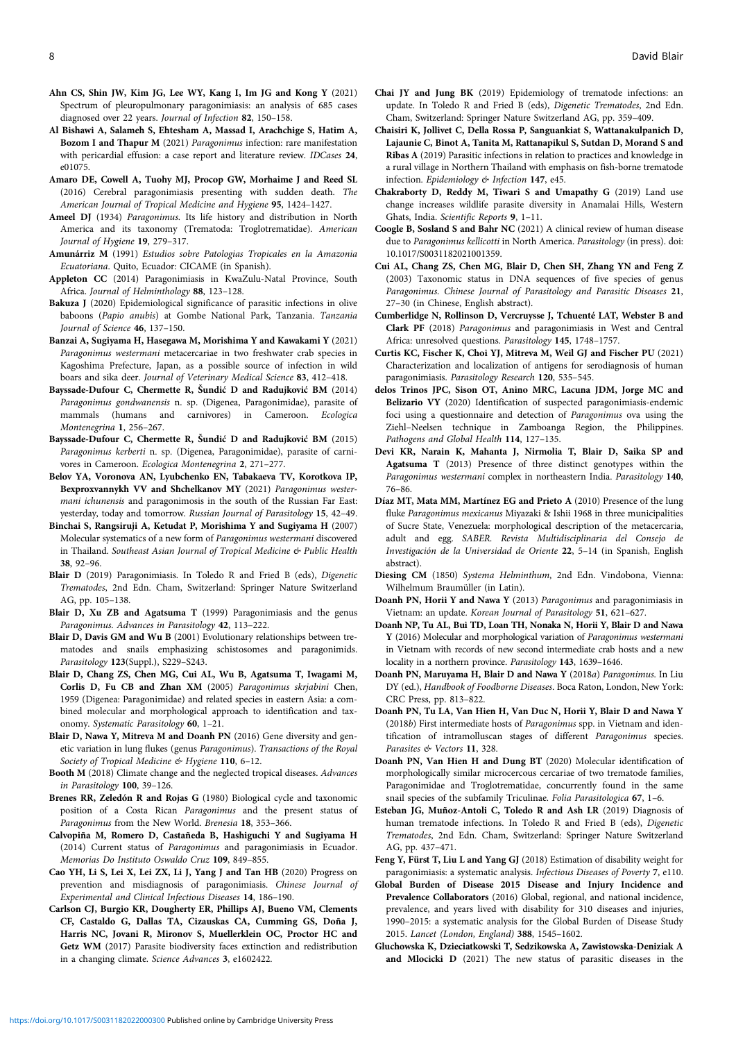Ahn CS, Shin JW, Kim JG, Lee WY, Kang I, Im JG and Kong Y (2021) Spectrum of pleuropulmonary paragonimiasis: an analysis of 685 cases diagnosed over 22 years. *Journal of Infection* **82**, 150–158.

Al Bishawi A, Salameh S, Ehtesham A, Massad I, Arachchige S, Hatim A, Bozom I and Thapur M (2021) *Paragonimus* infection: rare manifestation with pericardial effusion: a case report and literature review. *IDCases* **24**, e01075.

Amaro DE, Cowell A, Tuohy MJ, Procop GW, Morhaime J and Reed SL (2016) Cerebral paragonimiasis presenting with sudden death. *The American Journal of Tropical Medicine and Hygiene* **95**, 1424–1427.

Ameel DJ (1934) *Paragonimus*. Its life history and distribution in North America and its taxonomy (Trematoda: Troglotrematidae). *American Journal of Hygiene* **19**, 279–317.

Amunárriz M (1991) *Estudios sobre Patologias Tropicales en la Amazonia Ecuatoriana*. Quito, Ecuador: CICAME (in Spanish).

Appleton CC (2014) Paragonimiasis in KwaZulu-Natal Province, South Africa. *Journal of Helminthology* **88**, 123–128.

Bakuza J (2020) Epidemiological significance of parasitic infections in olive baboons (*Papio anubis*) at Gombe National Park, Tanzania. *Tanzania Journal of Science* **46**, 137–150.

Banzai A, Sugiyama H, Hasegawa M, Morishima Y and Kawakami Y (2021) *Paragonimus westermani* metacercariae in two freshwater crab species in Kagoshima Prefecture, Japan, as a possible source of infection in wild boars and sika deer. *Journal of Veterinary Medical Science* **83**, 412–418.

Bayssade-Dufour C, Chermette R, Šundić D and Radujković BM (2014) *Paragonimus gondwanensis* n. sp. (Digenea, Paragonimidae), parasite of mammals (humans and carnivores) in Cameroon. *Ecologica Montenegrina* **1**, 256–267.

Bayssade-Dufour C, Chermette R, Šundić D and Radujković BM (2015) *Paragonimus kerberti* n. sp. (Digenea, Paragonimidae), parasite of carnivores in Cameroon. *Ecologica Montenegrina* **2**, 271–277.

Belov YA, Voronova AN, Lyubchenko EN, Tabakaeva TV, Korotkova IP, Bexproxvannykh VV and Shchelkanov MY (2021) *Paragonimus westermani ichunensis* and paragonimosis in the south of the Russian Far East: yesterday, today and tomorrow. *Russian Journal of Parasitology* **15**, 42–49.

Binchai S, Rangsiruji A, Ketudat P, Morishima Y and Sugiyama H (2007) Molecular systematics of a new form of *Paragonimus westermani* discovered in Thailand. *Southeast Asian Journal of Tropical Medicine & Public Health* **38**, 92–96.

Blair D (2019) Paragonimiasis. In Toledo R and Fried B (eds), *Digenetic Trematodes*, 2nd Edn. Cham, Switzerland: Springer Nature Switzerland AG, pp. 105–138.

Blair D, Xu ZB and Agatsuma T (1999) Paragonimiasis and the genus *Paragonimus*. *Advances in Parasitology* **42**, 113–222.

Blair D, Davis GM and Wu B (2001) Evolutionary relationships between trematodes and snails emphasizing schistosomes and paragonimids. *Parasitology* **123**(Suppl.), S229–S243.

Blair D, Chang ZS, Chen MG, Cui AL, Wu B, Agatsuma T, Iwagami M, Corlis D, Fu CB and Zhan XM (2005) *Paragonimus skrjabini* Chen, 1959 (Digenea: Paragonimidae) and related species in eastern Asia: a combined molecular and morphological approach to identification and taxonomy. *Systematic Parasitology* **60**, 1–21.

Blair D, Nawa Y, Mitreva M and Doanh PN (2016) Gene diversity and genetic variation in lung flukes (genus *Paragonimus*). *Transactions of the Royal Society of Tropical Medicine & Hygiene* **110**, 6–12.

Booth M (2018) Climate change and the neglected tropical diseases. *Advances in Parasitology* **100**, 39–126.

Brenes RR, Zeledón R and Rojas G (1980) Biological cycle and taxonomic position of a Costa Rican *Paragonimus* and the present status of *Paragonimus* from the New World. *Brenesia* **18**, 353–366.

Calvopiña M, Romero D, Castañeda B, Hashiguchi Y and Sugiyama H (2014) Current status of *Paragonimus* and paragonimiasis in Ecuador. *Memorias Do Instituto Oswaldo Cruz* **109**, 849–855.

Cao YH, Li S, Lei X, Lei ZX, Li J, Yang J and Tan HB (2020) Progress on prevention and misdiagnosis of paragonimiasis. *Chinese Journal of Experimental and Clinical Infectious Diseases* **14**, 186–190.

Carlson CJ, Burgio KR, Dougherty ER, Phillips AJ, Bueno VM, Clements CF, Castaldo G, Dallas TA, Cizauskas CA, Cumming GS, Doña J, Harris NC, Jovani R, Mironov S, Muellerklein OC, Proctor HC and Getz WM (2017) Parasite biodiversity faces extinction and redistribution in a changing climate. *Science Advances* **3**, e1602422.

Chai JY and Jung BK (2019) Epidemiology of trematode infections: an update. In Toledo R and Fried B (eds), *Digenetic Trematodes*, 2nd Edn. Cham, Switzerland: Springer Nature Switzerland AG, pp. 359–409.

Chaisiri K, Jollivet C, Della Rossa P, Sanguankiat S, Wattanakulpanich D, Lajaunie C, Binot A, Tanita M, Rattanapikul S, Sutdan D, Morand S and Ribas A (2019) Parasitic infections in relation to practices and knowledge in a rural village in Northern Thailand with emphasis on fish-borne trematode infection. *Epidemiology & Infection* **147**, e45.

Chakraborty D, Reddy M, Tiwari S and Umapathy G (2019) Land use change increases wildlife parasite diversity in Anamalai Hills, Western Ghats, India. *Scientific Reports* **9**, 1–11.

Coogle B, Sosland S and Bahr NC (2021) A clinical review of human disease due to *Paragonimus kellicotti* in North America. *Parasitology* (in press). doi: 10.1017/S0031182021001359.

Cui AL, Chang ZS, Chen MG, Blair D, Chen SH, Zhang YN and Feng Z (2003) Taxonomic status in DNA sequences of five species of genus *Paragonimus*. *Chinese Journal of Parasitology and Parasitic Diseases* **21**, 27–30 (in Chinese, English abstract).

Cumberlidge N, Rollinson D, Vercruysse J, Tchuenté LAT, Webster B and Clark PF (2018) *Paragonimus* and paragonimiasis in West and Central Africa: unresolved questions. *Parasitology* **145**, 1748–1757.

Curtis KC, Fischer K, Choi YJ, Mitreva M, Weil GJ and Fischer PU (2021) Characterization and localization of antigens for serodiagnosis of human paragonimiasis. *Parasitology Research* **120**, 535–545.

delos Trinos JPC, Sison OT, Anino MRC, Lacuna JDM, Jorge MC and Belizario VY (2020) Identification of suspected paragonimiasis-endemic foci using a questionnaire and detection of *Paragonimus* ova using the Ziehl–Neelsen technique in Zamboanga Region, the Philippines. *Pathogens and Global Health* **114**, 127–135.

Devi KR, Narain K, Mahanta J, Nirmolia T, Blair D, Saika SP and Agatsuma T (2013) Presence of three distinct genotypes within the *Paragonimus westermani* complex in northeastern India. *Parasitology* **140**, 76–86.

Díaz MT, Mata MM, Martínez EG and Prieto A (2010) Presence of the lung fluke *Paragonimus mexicanus* Miyazaki & Ishii 1968 in three municipalities of Sucre State, Venezuela: morphological description of the metacercaria, adult and egg. *SABER. Revista Multidisciplinaria del Consejo de Investigación de la Universidad de Oriente* **22**, 5–14 (in Spanish, English abstract).

Diesing CM (1850) *Systema Helminthum*, 2nd Edn. Vindobona, Vienna: Wilhelmum Braumüller (in Latin).

Doanh PN, Horii Y and Nawa Y (2013) *Paragonimus* and paragonimiasis in Vietnam: an update. *Korean Journal of Parasitology* **51**, 621–627.

Doanh NP, Tu AL, Bui TD, Loan TH, Nonaka N, Horii Y, Blair D and Nawa Y (2016) Molecular and morphological variation of *Paragonimus westermani* in Vietnam with records of new second intermediate crab hosts and a new locality in a northern province. *Parasitology* **143**, 1639–1646.

Doanh PN, Maruyama H, Blair D and Nawa Y (2018*a*) *Paragonimus*. In Liu DY (ed.), *Handbook of Foodborne Diseases*. Boca Raton, London, New York: CRC Press, pp. 813–822.

Doanh PN, Tu LA, Van Hien H, Van Duc N, Horii Y, Blair D and Nawa Y (2018*b*) First intermediate hosts of *Paragonimus* spp. in Vietnam and identification of intramolluscan stages of different *Paragonimus* species. *Parasites & Vectors* **11**, 328.

Doanh PN, Van Hien H and Dung BT (2020) Molecular identification of morphologically similar microcercous cercariae of two trematode families, Paragonimidae and Troglotrematidae, concurrently found in the same snail species of the subfamily Triculinae. *Folia Parasitologica* **67**, 1–6.

Esteban JG, Muñoz-Antoli C, Toledo R and Ash LR (2019) Diagnosis of human trematode infections. In Toledo R and Fried B (eds), *Digenetic Trematodes*, 2nd Edn. Cham, Switzerland: Springer Nature Switzerland AG, pp. 437–471.

Feng Y, Fürst T, Liu L and Yang GJ (2018) Estimation of disability weight for paragonimiasis: a systematic analysis. *Infectious Diseases of Poverty* **7**, e110.

Global Burden of Disease 2015 Disease and Injury Incidence and Prevalence Collaborators (2016) Global, regional, and national incidence, prevalence, and years lived with disability for 310 diseases and injuries, 1990–2015: a systematic analysis for the Global Burden of Disease Study 2015. *Lancet (London, England)* **388**, 1545–1602.

Gluchowska K, Dzieciatkowski T, Sedzikowska A, Zawistowska-Deniziak A and Mlocicki D (2021) The new status of parasitic diseases in the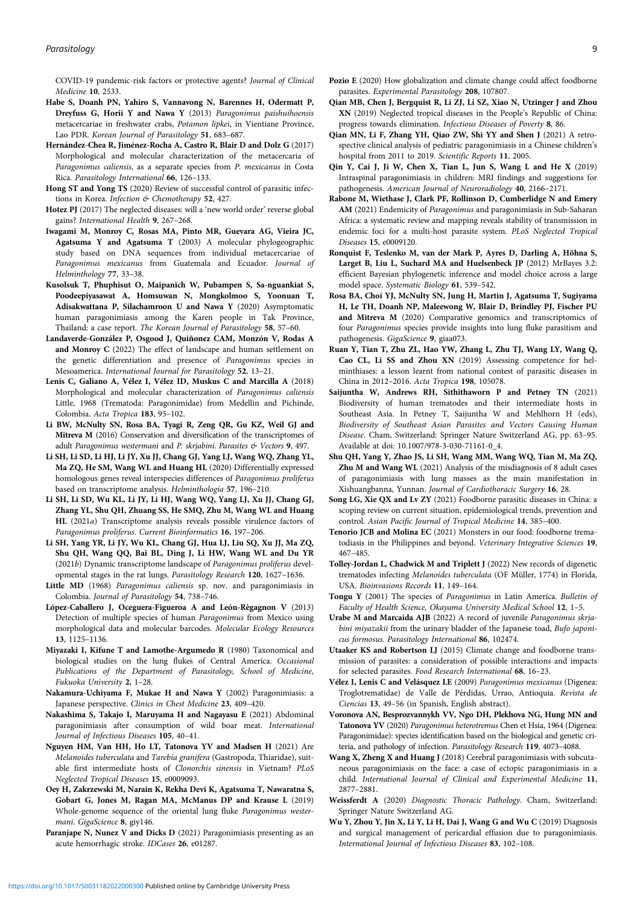COVID-19 pandemic-risk factors or protective agents? *Journal of Clinical Medicine* **10**, 2533.

**Habe S, Doanh PN, Yahiro S, Vannavong N, Barennes H, Odermatt P, Dreyfuss G, Horii Y and Nawa Y** (2013) *Paragonimus paishuihoensis* metacercariae in freshwater crabs, *Potamon lipkei*, in Vientiane Province, Lao PDR. *Korean Journal of Parasitology* **51**, 683–687.

**Hernández-Chea R, Jiménez-Rocha A, Castro R, Blair D and Dolz G** (2017) Morphological and molecular characterization of the metacercaria of *Paragonimus caliensis*, as a separate species from *P. mexicanus* in Costa Rica. *Parasitology International* **66**, 126–133.

**Hong ST and Yong TS** (2020) Review of successful control of parasitic infections in Korea. *Infection & Chemotherapy* **52**, 427.

**Hotez PJ** (2017) The neglected diseases: will a 'new world order' reverse global gains? *International Health* **9**, 267–268.

**Iwagami M, Monroy C, Rosas MA, Pinto MR, Guevara AG, Vieira JC, Agatsuma Y and Agatsuma T** (2003) A molecular phylogeographic study based on DNA sequences from individual metacercariae of *Paragonimus mexicanus* from Guatemala and Ecuador. *Journal of Helminthology* **77**, 33–38.

**Kusolsuk T, Phuphisut O, Maipanich W, Pubampen S, Sa-nguankiat S, Poodeepiyasawat A, Homsuwan N, Mongkolmoo S, Yoonuan T, Adisakwattana P, Silachamroon U and Nawa Y** (2020) Asymptomatic human paragonimiasis among the Karen people in Tak Province, Thailand: a case report. *The Korean Journal of Parasitology* **58**, 57–60.

**Landaverde-González P, Osgood J, Quiñonez CAM, Monzón V, Rodas A and Monroy C** (2022) The effect of landscape and human settlement on the genetic differentiation and presence of *Paragonimus* species in Mesoamerica. *International Journal for Parasitology* **52**, 13–21.

**Lenis C, Galiano A, Vélez I, Vélez ID, Muskus C and Marcilla A** (2018) Morphological and molecular characterization of *Paragonimus caliensis* Little, 1968 (Trematoda: Paragonimidae) from Medellin and Pichinde, Colombia. *Acta Tropica* **183**, 95–102.

**Li BW, McNulty SN, Rosa BA, Tyagi R, Zeng QR, Gu KZ, Weil GJ and Mitreva M** (2016) Conservation and diversification of the transcriptomes of adult *Paragonimus westermani* and *P. skrjabini*. *Parasites & Vectors* **9**, 497.

**Li SH, Li SD, Li HJ, Li JY, Xu JJ, Chang GJ, Yang LJ, Wang WQ, Zhang YL, Ma ZQ, He SM, Wang WL and Huang HL** (2020) Differentially expressed homologous genes reveal interspecies differences of *Paragonimus proliferus* based on transcriptome analysis. *Helminthologia* **57**, 196–210.

**Li SH, Li SD, Wu KL, Li JY, Li HJ, Wang WQ, Yang LJ, Xu JJ, Chang GJ, Zhang YL, Shu QH, Zhuang SS, He SMQ, Zhu M, Wang WL and Huang HL** (2021*a*) Transcriptome analysis reveals possible virulence factors of *Paragonimus proliferus*. *Current Bioinformatics* **16**, 197–206.

**Li SH, Yang YR, Li JY, Wu KL, Chang GJ, Hua LJ, Liu SQ, Xu JJ, Ma ZQ, Shu QH, Wang QQ, Bai BL, Ding J, Li HW, Wang WL and Du YR** (2021*b*) Dynamic transcriptome landscape of *Paragonimus proliferus* developmental stages in the rat lungs. *Parasitology Research* **120**, 1627–1636.

**Little MD** (1968) *Paragonimus caliensis* sp. nov. and paragonimiasis in Colombia. *Journal of Parasitology* **54**, 738–746.

**López-Caballero J, Oceguera-Figueroa A and León-Règagnon V** (2013) Detection of multiple species of human *Paragonimus* from Mexico using morphological data and molecular barcodes. *Molecular Ecology Resources* **13**, 1125–1136.

**Miyazaki I, Kifune T and Lamothe-Argumedo R** (1980) Taxonomical and biological studies on the lung flukes of Central America. *Occasional Publications of the Department of Parasitology, School of Medicine, Fukuoka University* **2**, 1–28.

**Nakamura-Uchiyama F, Mukae H and Nawa Y** (2002) Paragonimiasis: a Japanese perspective. *Clinics in Chest Medicine* **23**, 409–420.

**Nakashima S, Takajo I, Maruyama H and Nagayasu E** (2021) Abdominal paragonimiasis after consumption of wild boar meat. *International Journal of Infectious Diseases* **105**, 40–41.

**Nguyen HM, Van HH, Ho LT, Tatonova YV and Madsen H** (2021) Are *Melanoides tuberculata* and *Tarebia granifera* (Gastropoda, Thiaridae), suitable first intermediate hosts of *Clonorchis sinensis* in Vietnam? *PLoS Neglected Tropical Diseases* **15**, e0009093.

**Oey H, Zakrzewski M, Narain K, Rekha Devi K, Agatsuma T, Nawaratna S, Gobart G, Jones M, Ragan MA, McManus DP and Krause L** (2019) Whole-genome sequence of the oriental lung fluke *Paragonimus westermani*. *GigaScience* **8**, giy146.

**Paranjape N, Nunez V and Dicks D** (2021) Paragonimiasis presenting as an acute hemorrhagic stroke. *IDCases* **26**, e01287.

**Pozio E** (2020) How globalization and climate change could affect foodborne parasites. *Experimental Parasitology* **208**, 107807.

**Qian MB, Chen J, Bergquist R, Li ZJ, Li SZ, Xiao N, Utzinger J and Zhou XN** (2019) Neglected tropical diseases in the People's Republic of China: progress towards elimination. *Infectious Diseases of Poverty* **8**, 86.

**Qian MN, Li F, Zhang YH, Qiao ZW, Shi YY and Shen J** (2021) A retrospective clinical analysis of pediatric paragonimiasis in a Chinese children's hospital from 2011 to 2019. *Scientific Reports* **11**, 2005.

**Qin Y, Cai J, Ji W, Chen X, Tian L, Jun S, Wang L and He X** (2019) Intraspinal paragonimiasis in children: MRI findings and suggestions for pathogenesis. *American Journal of Neuroradiology* **40**, 2166–2171.

**Rabone M, Wiethase J, Clark PF, Rollinson D, Cumberlidge N and Emery AM** (2021) Endemicity of *Paragonimus* and paragonimiasis in Sub-Saharan Africa: a systematic review and mapping reveals stability of transmission in endemic foci for a multi-host parasite system. *PLoS Neglected Tropical Diseases* **15**, e0009120.

**Ronquist F, Teslenko M, van der Mark P, Ayres D, Darling A, Höhna S, Larget B, Liu L, Suchard MA and Huelsenbeck JP** (2012) MrBayes 3.2: efficient Bayesian phylogenetic inference and model choice across a large model space. *Systematic Biology* **61**, 539–542.

**Rosa BA, Choi YJ, McNulty SN, Jung H, Martin J, Agatsuma T, Sugiyama H, Le TH, Doanh NP, Maleewong W, Blair D, Brindley PJ, Fischer PU and Mitreva M** (2020) Comparative genomics and transcriptomics of four *Paragonimus* species provide insights into lung fluke parasitism and pathogenesis. *GigaScience* **9**, giaa073.

**Ruan Y, Tian T, Zhu ZL, Hao YW, Zhang L, Zhu TJ, Wang LY, Wang Q, Cao CL, Li SS and Zhou XN** (2019) Assessing competence for helminthiases: a lesson learnt from national contest of parasitic diseases in China in 2012–2016. *Acta Tropica* **198**, 105078.

**Saijuntha W, Andrews RH, Sithithaworn P and Petney TN** (2021) Biodiversity of human trematodes and their intermediate hosts in Southeast Asia. In Petney T, Saijuntha W and Mehlhorn H (eds), *Biodiversity of Southeast Asian Parasites and Vectors Causing Human Disease*. Cham, Switzerland: Springer Nature Switzerland AG, pp. 63–95. Available at doi: 10.1007/978-3-030-71161-0_4.

**Shu QH, Yang Y, Zhao JS, Li SH, Wang MM, Wang WQ, Tian M, Ma ZQ, Zhu M and Wang WL** (2021) Analysis of the misdiagnosis of 8 adult cases of paragonimiasis with lung masses as the main manifestation in Xishuangbanna, Yunnan. *Journal of Cardiothoracic Surgery* **16**, 28.

**Song LG, Xie QX and Lv ZY** (2021) Foodborne parasitic diseases in China: a scoping review on current situation, epidemiological trends, prevention and control. *Asian Pacific Journal of Tropical Medicine* **14**, 385–400.

**Tenorio JCB and Molina EC** (2021) Monsters in our food: foodborne trematodiasis in the Philippines and beyond. *Veterinary Integrative Sciences* **19**, 467–485.

**Tolley-Jordan L, Chadwick M and Triplett J** (2022) New records of digenetic trematodes infecting *Melanoides tuberculata* (OF Müller, 1774) in Florida, USA. *Bioinvasions Records* **11**, 149–164.

**Tongu Y** (2001) The species of *Paragonimus* in Latin America. *Bulletin of Faculty of Health Science, Okayama University Medical School* **12**, 1–5.

**Urabe M and Marcaida AJB** (2022) A record of juvenile *Paragonimus skrjabini miyazakii* from the urinary bladder of the Japanese toad, *Bufo japonicus formosus*. *Parasitology International* **86**, 102474.

**Utaaker KS and Robertson LJ** (2015) Climate change and foodborne transmission of parasites: a consideration of possible interactions and impacts for selected parasites. *Food Research International* **68**, 16–23.

**Vélez I, Lenis C and Velásquez LE** (2009) *Paragonimus mexicanus* (Digenea: Troglotrematidae) de Valle de Pérdidas, Urrao, Antioquia. *Revista de Ciencias* **13**, 49–56 (in Spanish, English abstract).

**Voronova AN, Besprozvannykh VV, Ngo DH, Plekhova NG, Hung MN and Tatonova YV** (2020) *Paragonimus heterotremus* Chen et Hsia, 1964 (Digenea: Paragonimidae): species identification based on the biological and genetic criteria, and pathology of infection. *Parasitology Research* **119**, 4073–4088.

**Wang X, Zheng X and Huang J** (2018) Cerebral paragonimiasis with subcutaneous paragonimiasis on the face: a case of ectopic paragonimiasis in a child. *International Journal of Clinical and Experimental Medicine* **11**, 2877–2881.

**Weissferdt A** (2020) *Diagnostic Thoracic Pathology*. Cham, Switzerland: Springer Nature Switzerland AG.

**Wu Y, Zhou Y, Jin X, Li Y, Li H, Dai J, Wang G and Wu C** (2019) Diagnosis and surgical management of pericardial effusion due to paragonimiasis. *International Journal of Infectious Diseases* **83**, 102–108.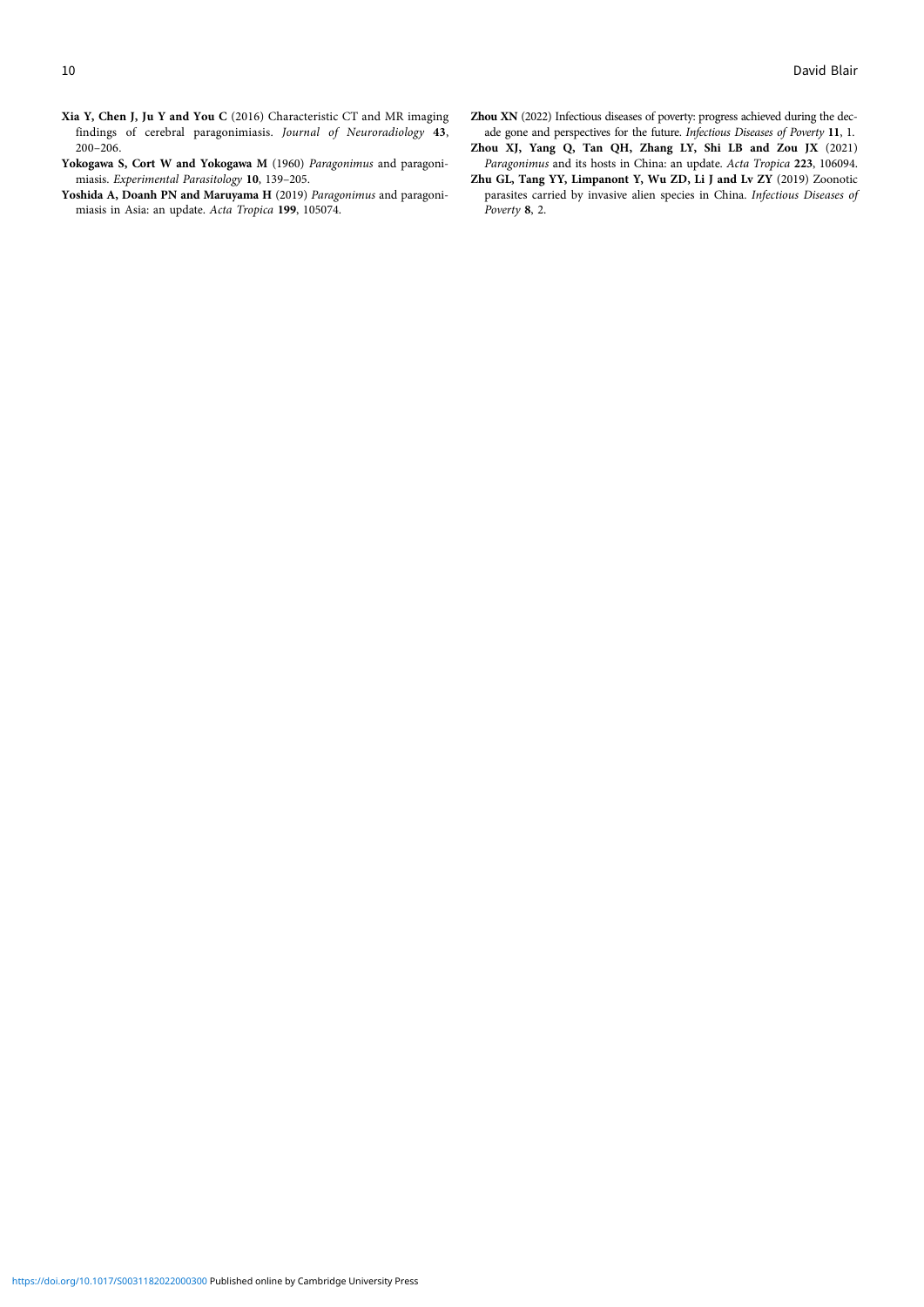**Xia Y, Chen J, Ju Y and You C** (2016) Characteristic CT and MR imaging findings of cerebral paragonimiasis. *Journal of Neuroradiology* **43**, 200–206.

**Yokogawa S, Cort W and Yokogawa M** (1960) *Paragonimus* and paragonimiasis. *Experimental Parasitology* **10**, 139–205.

**Yoshida A, Doanh PN and Maruyama H** (2019) *Paragonimus* and paragonimiasis in Asia: an update. *Acta Tropica* **199**, 105074.

**Zhou XN** (2022) Infectious diseases of poverty: progress achieved during the decade gone and perspectives for the future. *Infectious Diseases of Poverty* **11**, 1.

**Zhou XJ, Yang Q, Tan QH, Zhang LY, Shi LB and Zou JX** (2021) *Paragonimus* and its hosts in China: an update. *Acta Tropica* **223**, 106094.

**Zhu GL, Tang YY, Limpanont Y, Wu ZD, Li J and Lv ZY** (2019) Zoonotic parasites carried by invasive alien species in China. *Infectious Diseases of Poverty* **8**, 2.